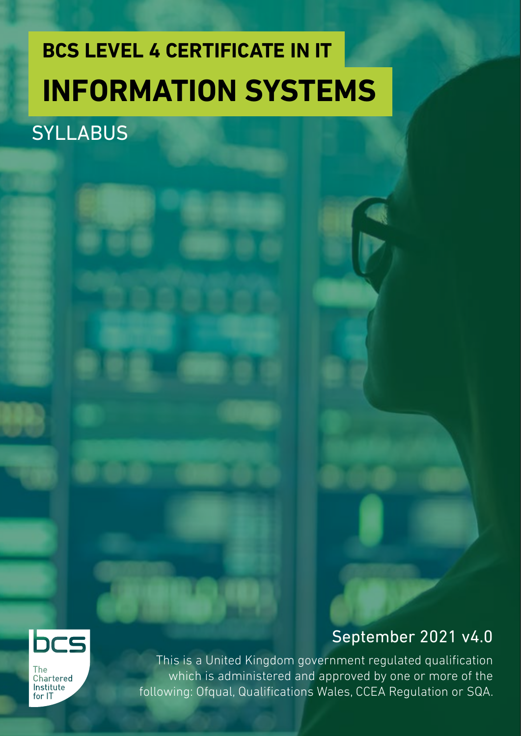# BCS LEVEL 4 CERTIFICATE IN IT

# INFORMATION SYSTEMS

## SYLLABUS

September 2021 v4.0

This is a United Kingdom government regulated qualification which is administered and approved by one or more of the following: Ofqual, Qualifications Wales, CCEA Regulation or SQA.

bcs

The Chartered Institute for IT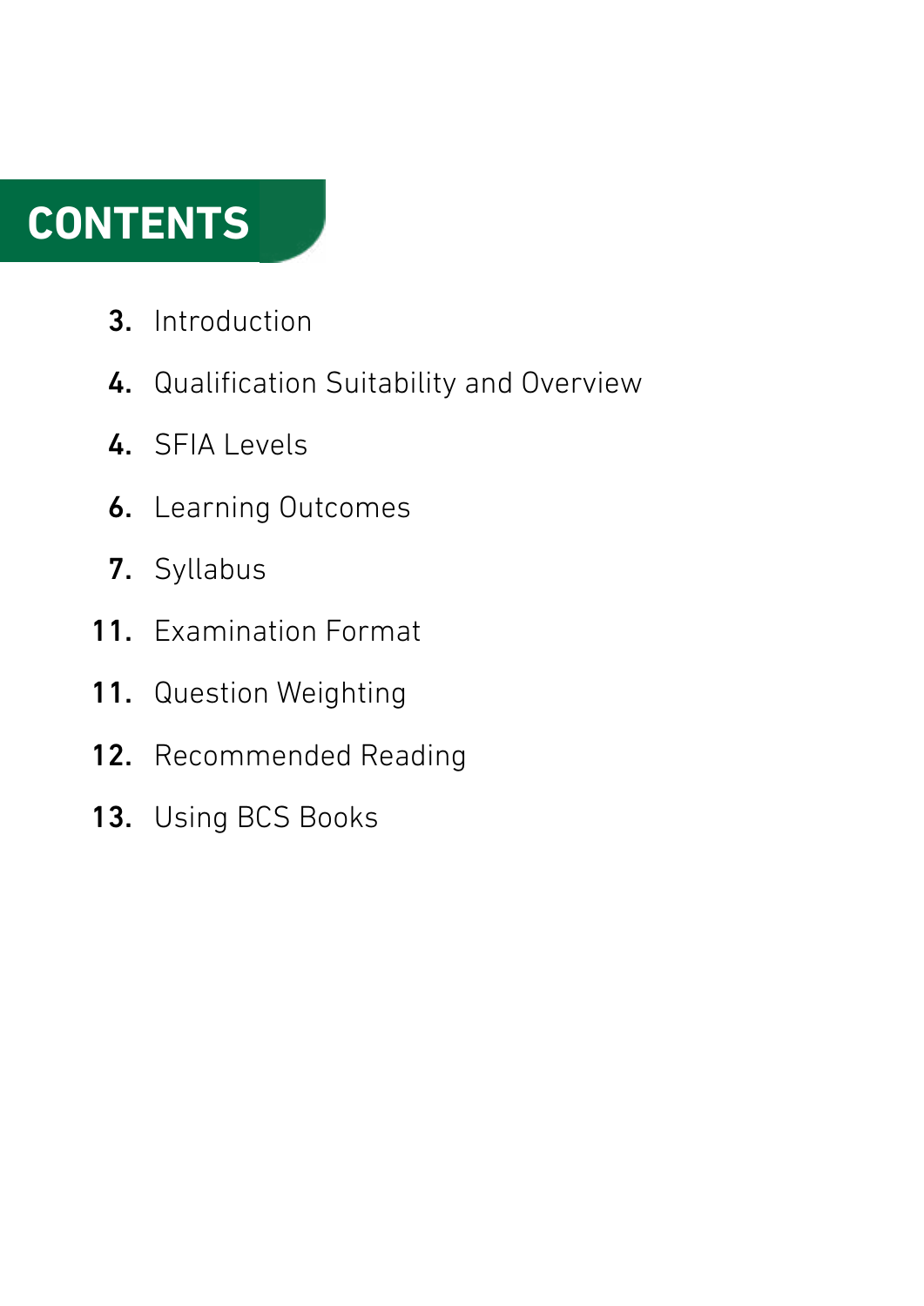# CONTENTS

3. Introduction

4. Qualification Suitability and Overview

4. SFIA Levels

6. Learning Outcomes

7. Syllabus

11. Examination Format

11. Question Weighting

12. Recommended Reading

13. Using BCS Books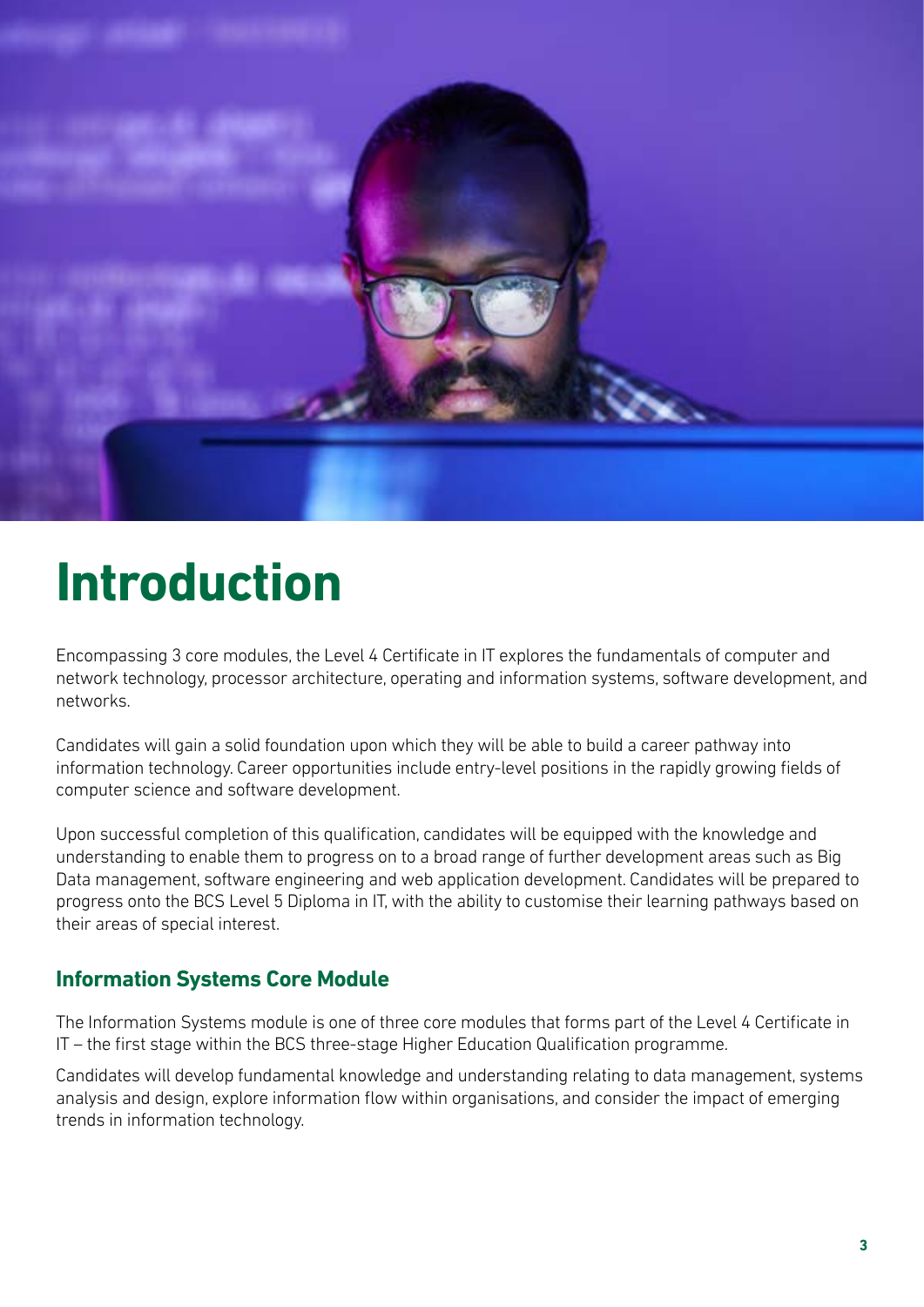# Introduction

Encompassing 3 core modules, the Level 4 Certificate in IT explores the fundamentals of computer and network technology, processor architecture, operating and information systems, software development, and networks.

Candidates will gain a solid foundation upon which they will be able to build a career pathway into information technology. Career opportunities include entry-level positions in the rapidly growing fields of computer science and software development.

Upon successful completion of this qualification, candidates will be equipped with the knowledge and understanding to enable them to progress on to a broad range of further development areas such as Big Data management, software engineering and web application development. Candidates will be prepared to progress onto the BCS Level 5 Diploma in IT, with the ability to customise their learning pathways based on their areas of special interest.

## Information Systems Core Module

The Information Systems module is one of three core modules that forms part of the Level 4 Certificate in IT – the first stage within the BCS three-stage Higher Education Qualification programme.

Candidates will develop fundamental knowledge and understanding relating to data management, systems analysis and design, explore information flow within organisations, and consider the impact of emerging trends in information technology.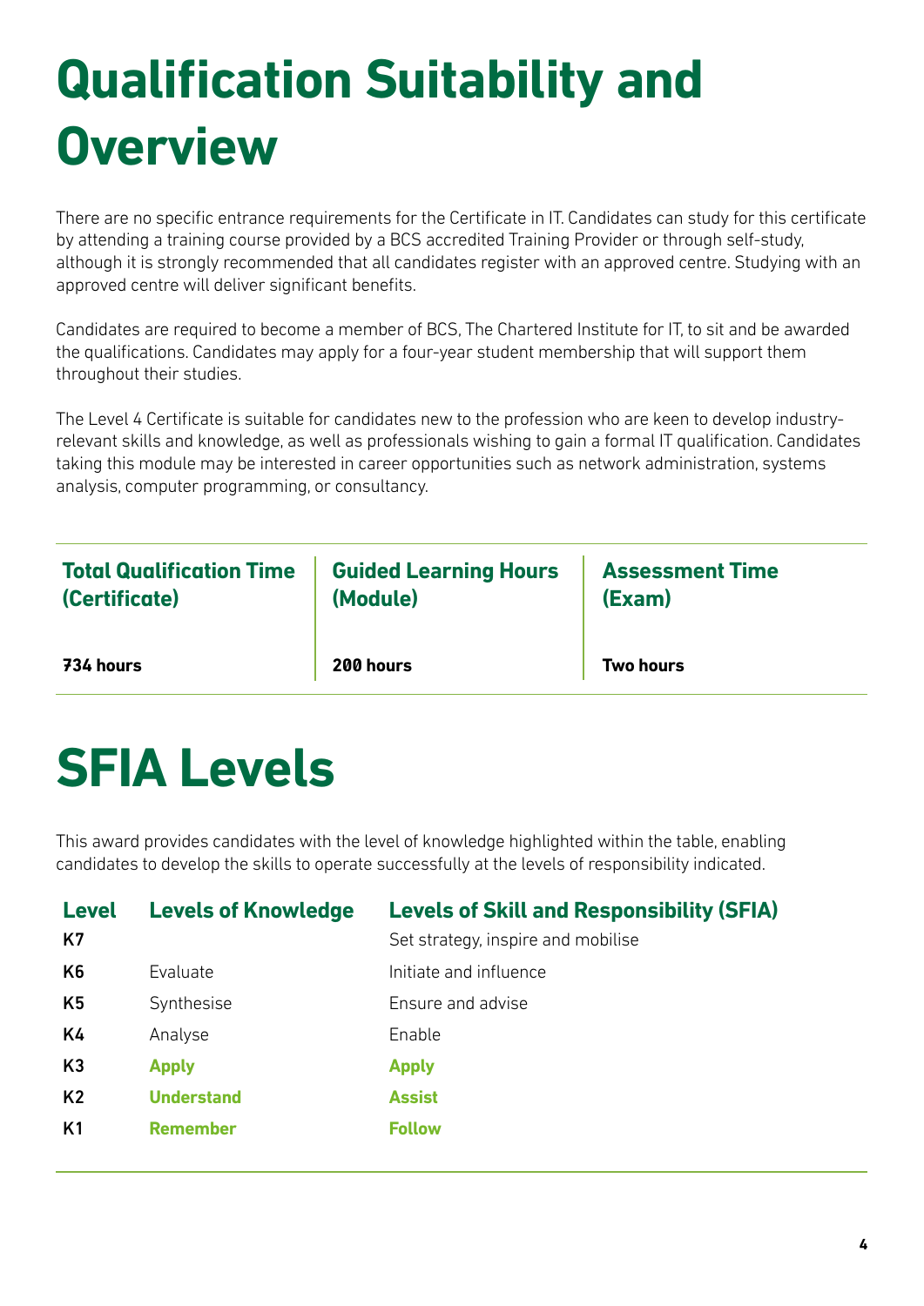# Qualification Suitability and Overview

There are no specific entrance requirements for the Certificate in IT. Candidates can study for this certificate by attending a training course provided by a BCS accredited Training Provider or through self-study, although it is strongly recommended that all candidates register with an approved centre. Studying with an approved centre will deliver significant benefits.

Candidates are required to become a member of BCS, The Chartered Institute for IT, to sit and be awarded the qualifications. Candidates may apply for a four-year student membership that will support them throughout their studies.

The Level 4 Certificate is suitable for candidates new to the profession who are keen to develop industry-relevant skills and knowledge, as well as professionals wishing to gain a formal IT qualification. Candidates taking this module may be interested in career opportunities such as network administration, systems analysis, computer programming, or consultancy.

| Total Qualification Time (Certificate) | Guided Learning Hours (Module) | Assessment Time (Exam) |
|---|---|---|
| **734 hours** | **200 hours** | **Two hours** |

# SFIA Levels

This award provides candidates with the level of knowledge highlighted within the table, enabling candidates to develop the skills to operate successfully at the levels of responsibility indicated.

| Level | Levels of Knowledge | Levels of Skill and Responsibility (SFIA) |
|---|---|---|
| K7 | | Set strategy, inspire and mobilise |
| K6 | Evaluate | Initiate and influence |
| K5 | Synthesise | Ensure and advise |
| K4 | Analyse | Enable |
| K3 | **Apply** | **Apply** |
| K2 | **Understand** | **Assist** |
| K1 | **Remember** | **Follow** |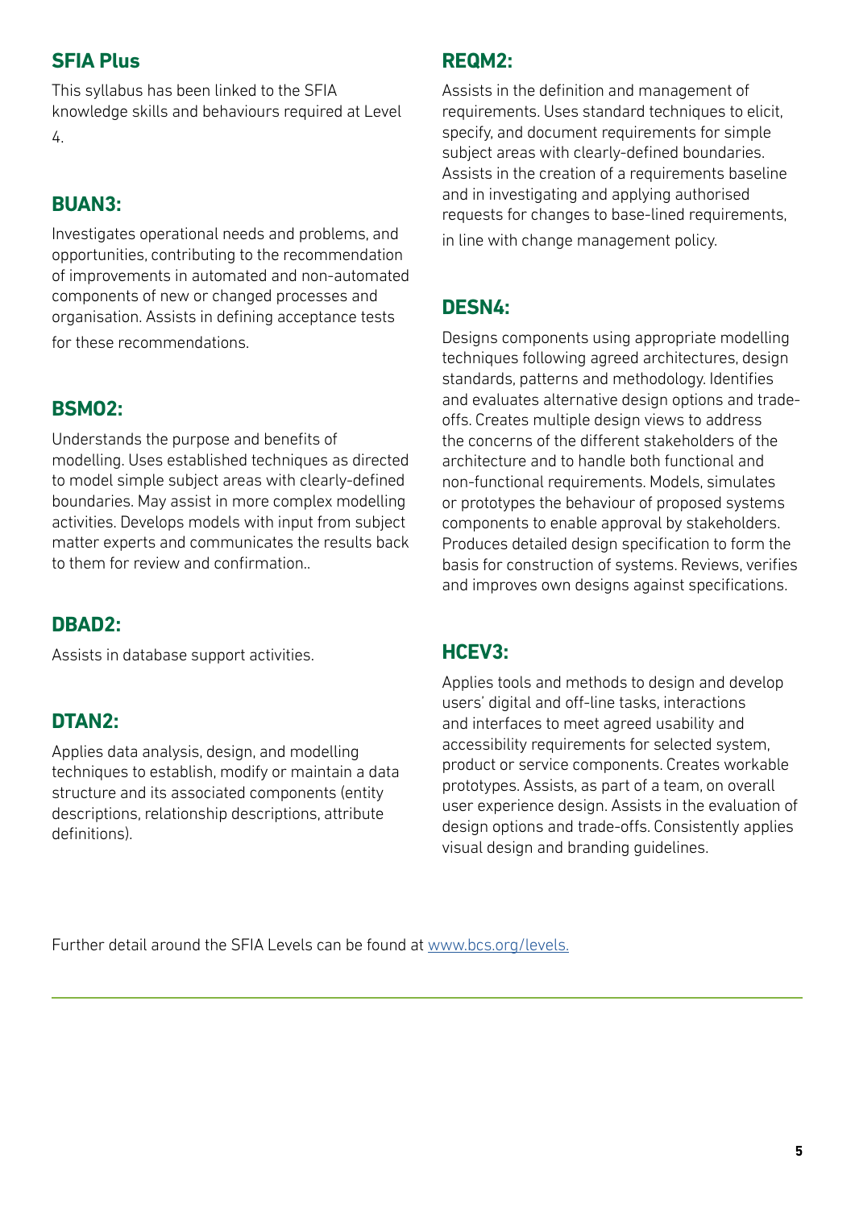## SFIA Plus

This syllabus has been linked to the SFIA knowledge skills and behaviours required at Level 4.

## BUAN3:

Investigates operational needs and problems, and opportunities, contributing to the recommendation of improvements in automated and non-automated components of new or changed processes and organisation. Assists in defining acceptance tests for these recommendations.

## BSMO2:

Understands the purpose and benefits of modelling. Uses established techniques as directed to model simple subject areas with clearly-defined boundaries. May assist in more complex modelling activities. Develops models with input from subject matter experts and communicates the results back to them for review and confirmation..

## DBAD2:

Assists in database support activities.

## DTAN2:

Applies data analysis, design, and modelling techniques to establish, modify or maintain a data structure and its associated components (entity descriptions, relationship descriptions, attribute definitions).

## REQM2:

Assists in the definition and management of requirements. Uses standard techniques to elicit, specify, and document requirements for simple subject areas with clearly-defined boundaries. Assists in the creation of a requirements baseline and in investigating and applying authorised requests for changes to base-lined requirements, in line with change management policy.

## DESN4:

Designs components using appropriate modelling techniques following agreed architectures, design standards, patterns and methodology. Identifies and evaluates alternative design options and trade-offs. Creates multiple design views to address the concerns of the different stakeholders of the architecture and to handle both functional and non-functional requirements. Models, simulates or prototypes the behaviour of proposed systems components to enable approval by stakeholders. Produces detailed design specification to form the basis for construction of systems. Reviews, verifies and improves own designs against specifications.

## HCEV3:

Applies tools and methods to design and develop users' digital and off-line tasks, interactions and interfaces to meet agreed usability and accessibility requirements for selected system, product or service components. Creates workable prototypes. Assists, as part of a team, on overall user experience design. Assists in the evaluation of design options and trade-offs. Consistently applies visual design and branding guidelines.

Further detail around the SFIA Levels can be found at [www.bcs.org/levels.](http://www.bcs.org/levels)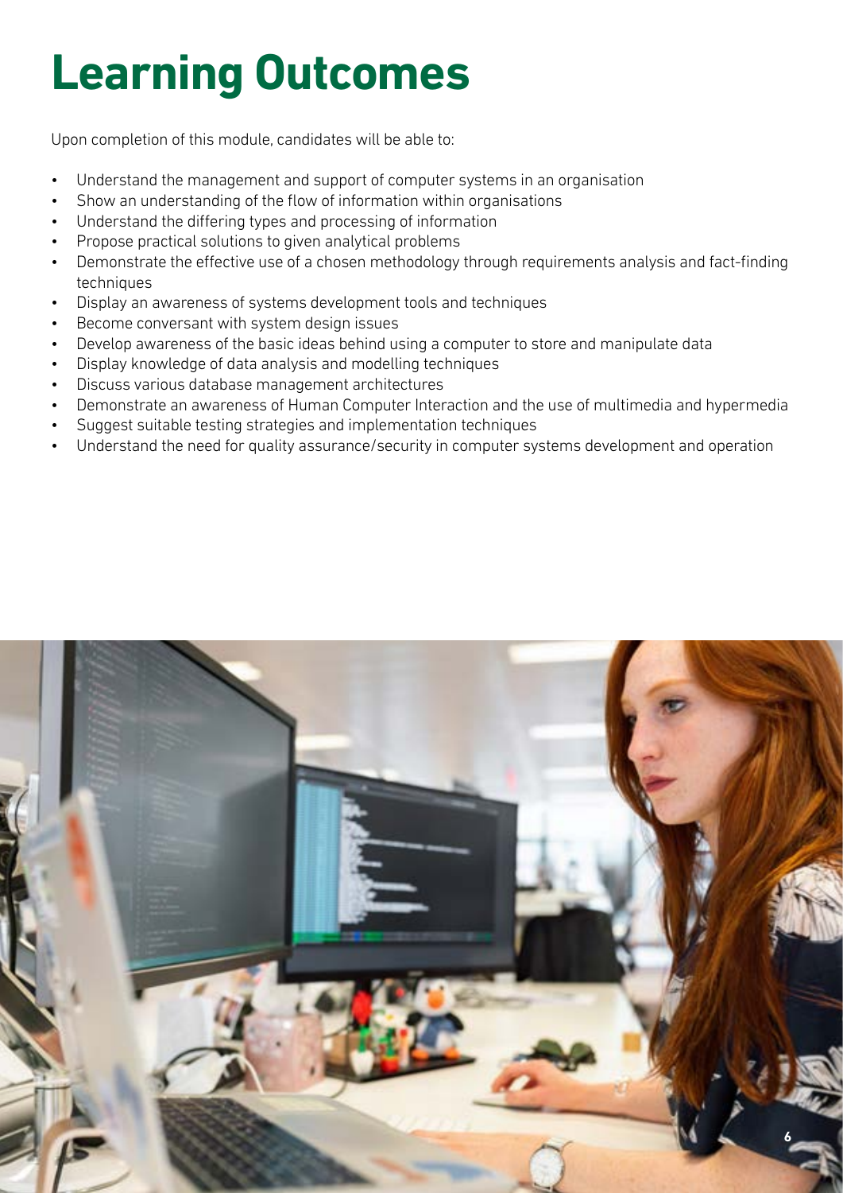# Learning Outcomes

Upon completion of this module, candidates will be able to:

- Understand the management and support of computer systems in an organisation
- Show an understanding of the flow of information within organisations
- Understand the differing types and processing of information
- Propose practical solutions to given analytical problems
- Demonstrate the effective use of a chosen methodology through requirements analysis and fact-finding techniques
- Display an awareness of systems development tools and techniques
- Become conversant with system design issues
- Develop awareness of the basic ideas behind using a computer to store and manipulate data
- Display knowledge of data analysis and modelling techniques
- Discuss various database management architectures
- Demonstrate an awareness of Human Computer Interaction and the use of multimedia and hypermedia
- Suggest suitable testing strategies and implementation techniques
- Understand the need for quality assurance/security in computer systems development and operation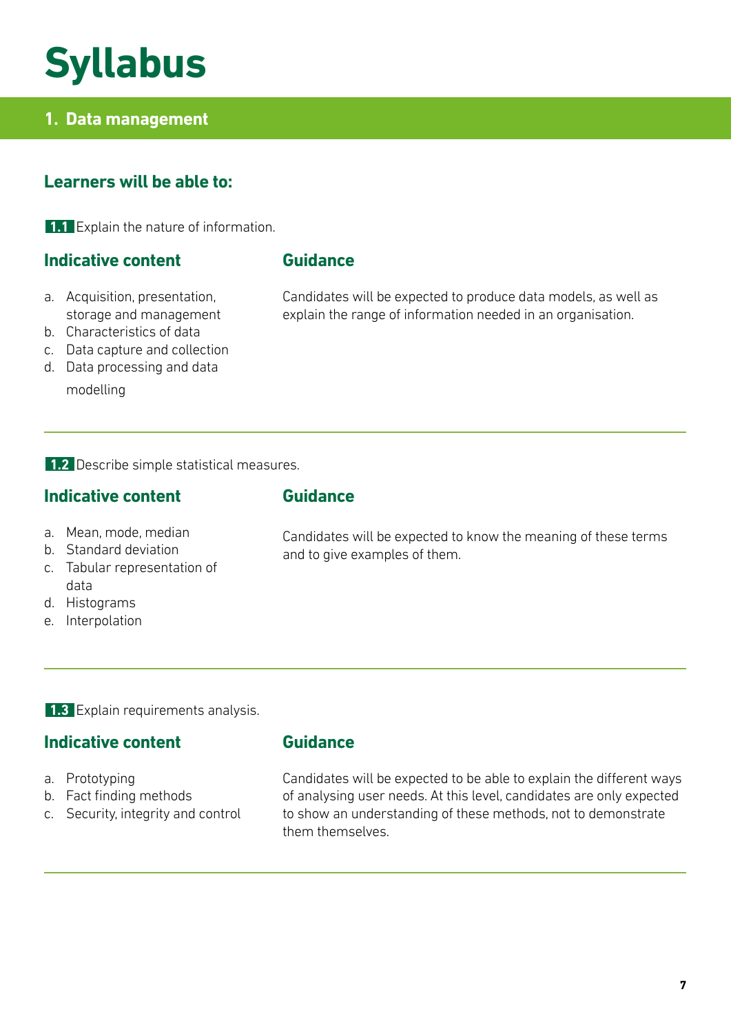# Syllabus

## 1. Data management

### Learners will be able to:

**1.1** Explain the nature of information.

#### Indicative content

a. Acquisition, presentation, storage and management
b. Characteristics of data
c. Data capture and collection
d. Data processing and data modelling

#### Guidance

Candidates will be expected to produce data models, as well as explain the range of information needed in an organisation.

---

**1.2** Describe simple statistical measures.

#### Indicative content

a. Mean, mode, median
b. Standard deviation
c. Tabular representation of data
d. Histograms
e. Interpolation

#### Guidance

Candidates will be expected to know the meaning of these terms and to give examples of them.

---

**1.3** Explain requirements analysis.

#### Indicative content

a. Prototyping
b. Fact finding methods
c. Security, integrity and control

#### Guidance

Candidates will be expected to be able to explain the different ways of analysing user needs. At this level, candidates are only expected to show an understanding of these methods, not to demonstrate them themselves.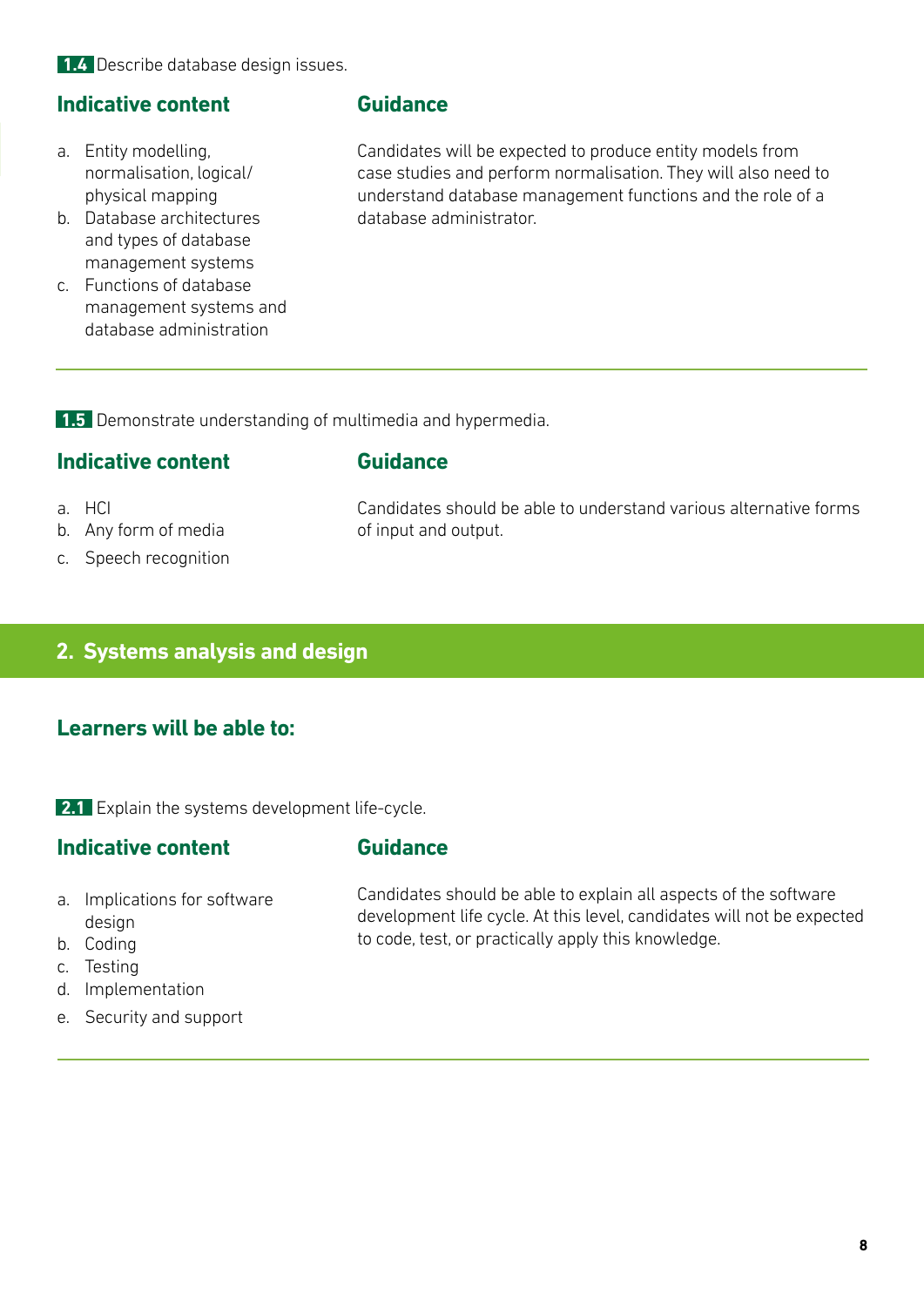**1.4** Describe database design issues.

### Indicative content

a. Entity modelling, normalisation, logical/physical mapping
b. Database architectures and types of database management systems
c. Functions of database management systems and database administration

### Guidance

Candidates will be expected to produce entity models from case studies and perform normalisation. They will also need to understand database management functions and the role of a database administrator.

---

**1.5** Demonstrate understanding of multimedia and hypermedia.

### Indicative content

a. HCI
b. Any form of media
c. Speech recognition

### Guidance

Candidates should be able to understand various alternative forms of input and output.

## 2. Systems analysis and design

### Learners will be able to:

**2.1** Explain the systems development life-cycle.

### Indicative content

a. Implications for software design
b. Coding
c. Testing
d. Implementation
e. Security and support

### Guidance

Candidates should be able to explain all aspects of the software development life cycle. At this level, candidates will not be expected to code, test, or practically apply this knowledge.

---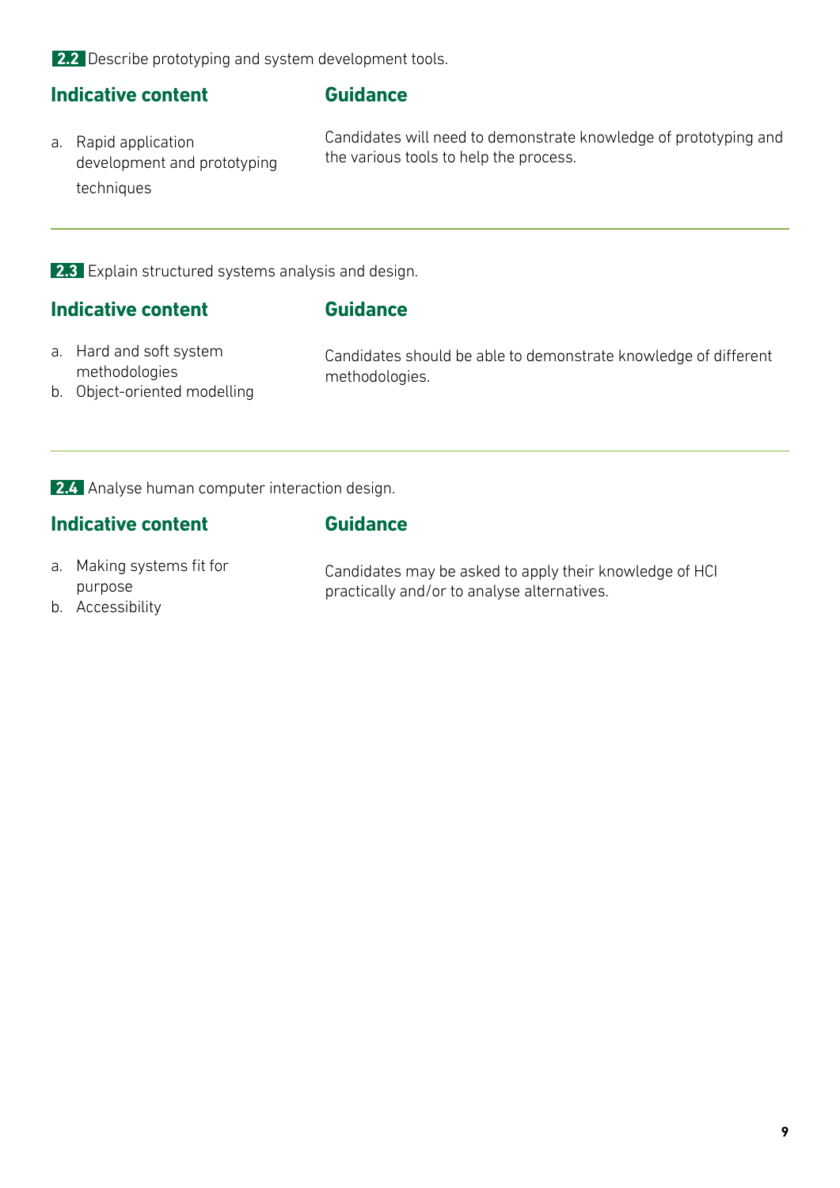**2.2** Describe prototyping and system development tools.

| Indicative content | Guidance |
|---|---|
| a. Rapid application development and prototyping techniques | Candidates will need to demonstrate knowledge of prototyping and the various tools to help the process. |

**2.3** Explain structured systems analysis and design.

| Indicative content | Guidance |
|---|---|
| a. Hard and soft system methodologies<br>b. Object-oriented modelling | Candidates should be able to demonstrate knowledge of different methodologies. |

**2.4** Analyse human computer interaction design.

| Indicative content | Guidance |
|---|---|
| a. Making systems fit for purpose<br>b. Accessibility | Candidates may be asked to apply their knowledge of HCI practically and/or to analyse alternatives. |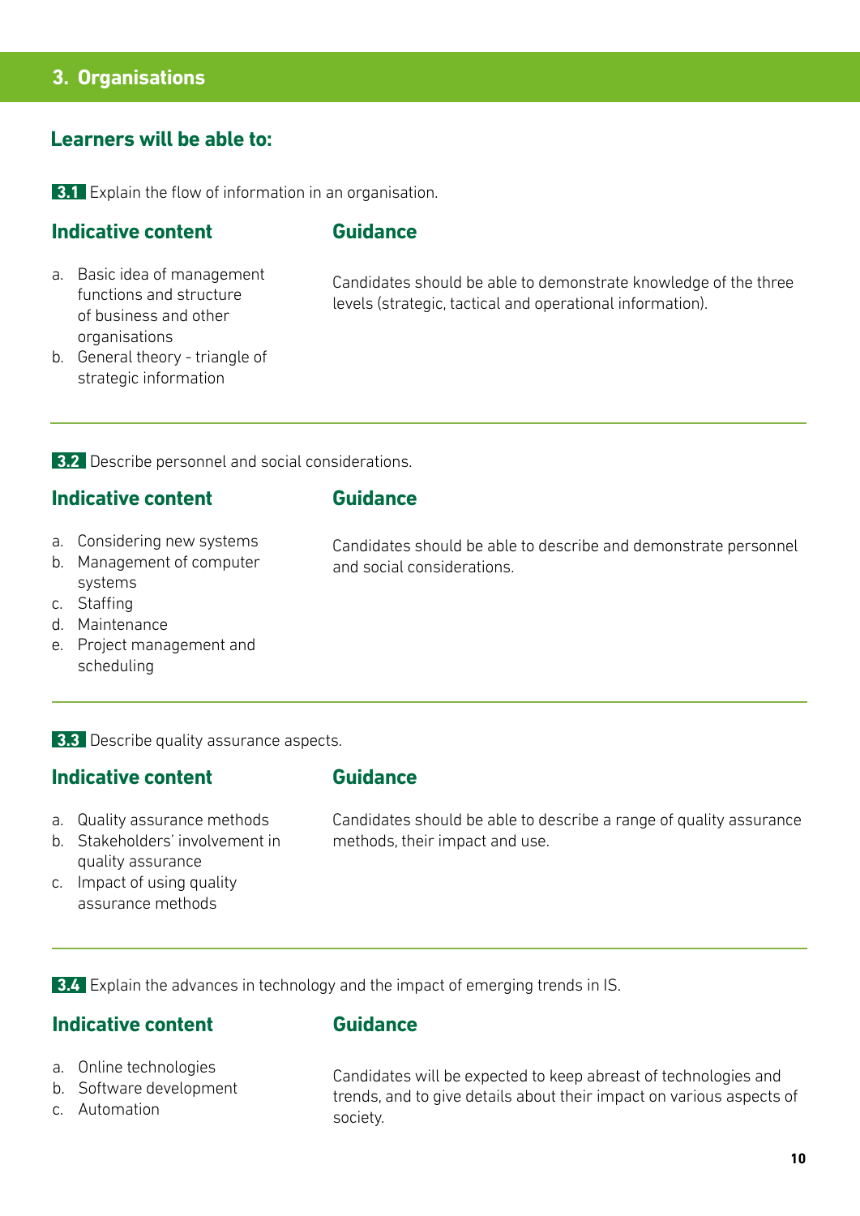## 3. Organisations

### Learners will be able to:

**3.1** Explain the flow of information in an organisation.

#### Indicative content

a. Basic idea of management functions and structure of business and other organisations
b. General theory - triangle of strategic information

#### Guidance

Candidates should be able to demonstrate knowledge of the three levels (strategic, tactical and operational information).

---

**3.2** Describe personnel and social considerations.

#### Indicative content

a. Considering new systems
b. Management of computer systems
c. Staffing
d. Maintenance
e. Project management and scheduling

#### Guidance

Candidates should be able to describe and demonstrate personnel and social considerations.

---

**3.3** Describe quality assurance aspects.

#### Indicative content

a. Quality assurance methods
b. Stakeholders' involvement in quality assurance
c. Impact of using quality assurance methods

#### Guidance

Candidates should be able to describe a range of quality assurance methods, their impact and use.

---

**3.4** Explain the advances in technology and the impact of emerging trends in IS.

#### Indicative content

a. Online technologies
b. Software development
c. Automation

#### Guidance

Candidates will be expected to keep abreast of technologies and trends, and to give details about their impact on various aspects of society.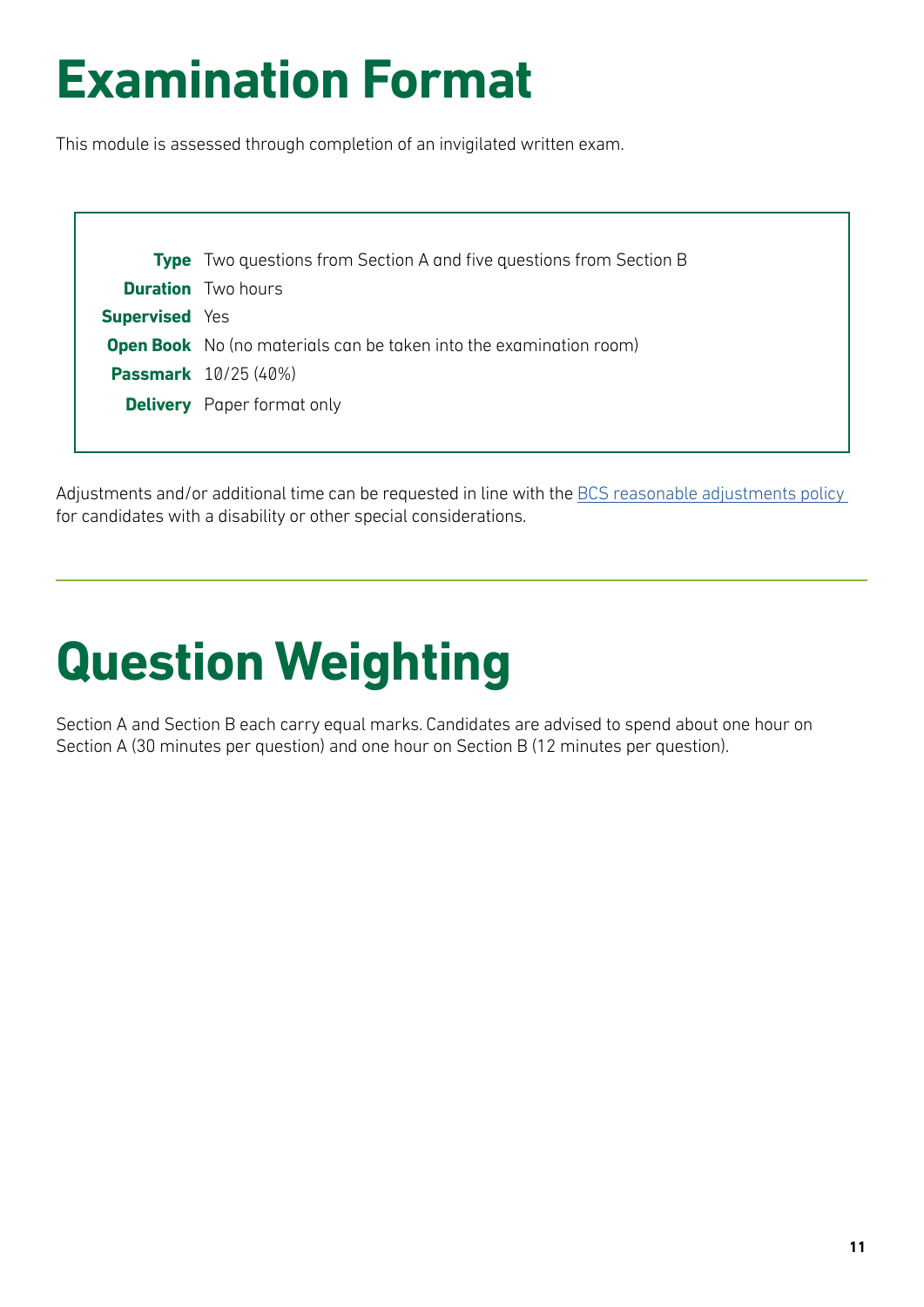# Examination Format

This module is assessed through completion of an invigilated written exam.

| | |
|---|---|
| **Type** | Two questions from Section A and five questions from Section B |
| **Duration** | Two hours |
| **Supervised** | Yes |
| **Open Book** | No (no materials can be taken into the examination room) |
| **Passmark** | 10/25 (40%) |
| **Delivery** | Paper format only |

Adjustments and/or additional time can be requested in line with the [BCS reasonable adjustments policy](#) for candidates with a disability or other special considerations.

# Question Weighting

Section A and Section B each carry equal marks. Candidates are advised to spend about one hour on Section A (30 minutes per question) and one hour on Section B (12 minutes per question).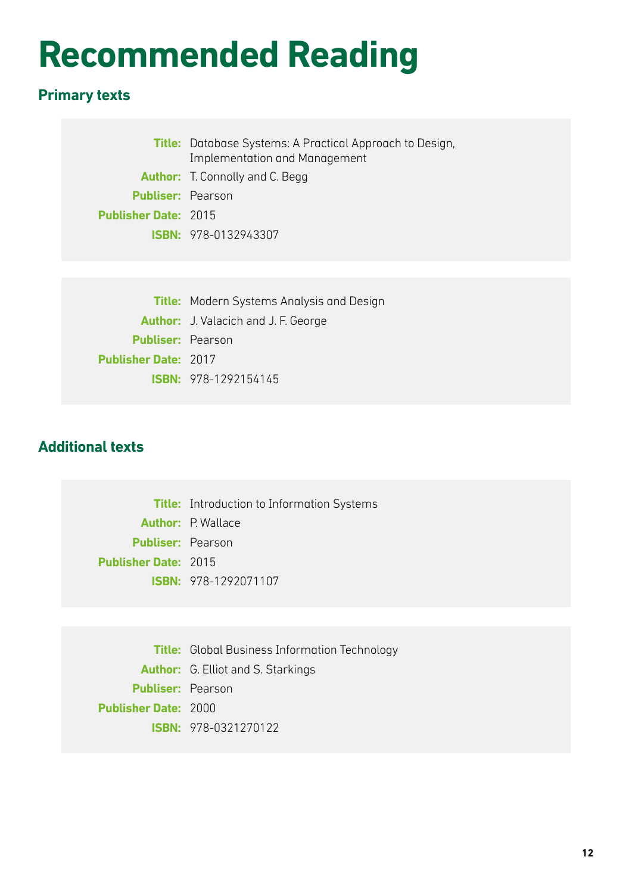# Recommended Reading

## Primary texts

**Title:** Database Systems: A Practical Approach to Design, Implementation and Management
**Author:** T. Connolly and C. Begg
**Publiser:** Pearson
**Publisher Date:** 2015
**ISBN:** 978-0132943307

**Title:** Modern Systems Analysis and Design
**Author:** J. Valacich and J. F. George
**Publiser:** Pearson
**Publisher Date:** 2017
**ISBN:** 978-1292154145

## Additional texts

**Title:** Introduction to Information Systems
**Author:** P. Wallace
**Publiser:** Pearson
**Publisher Date:** 2015
**ISBN:** 978-1292071107

**Title:** Global Business Information Technology
**Author:** G. Elliot and S. Starkings
**Publiser:** Pearson
**Publisher Date:** 2000
**ISBN:** 978-0321270122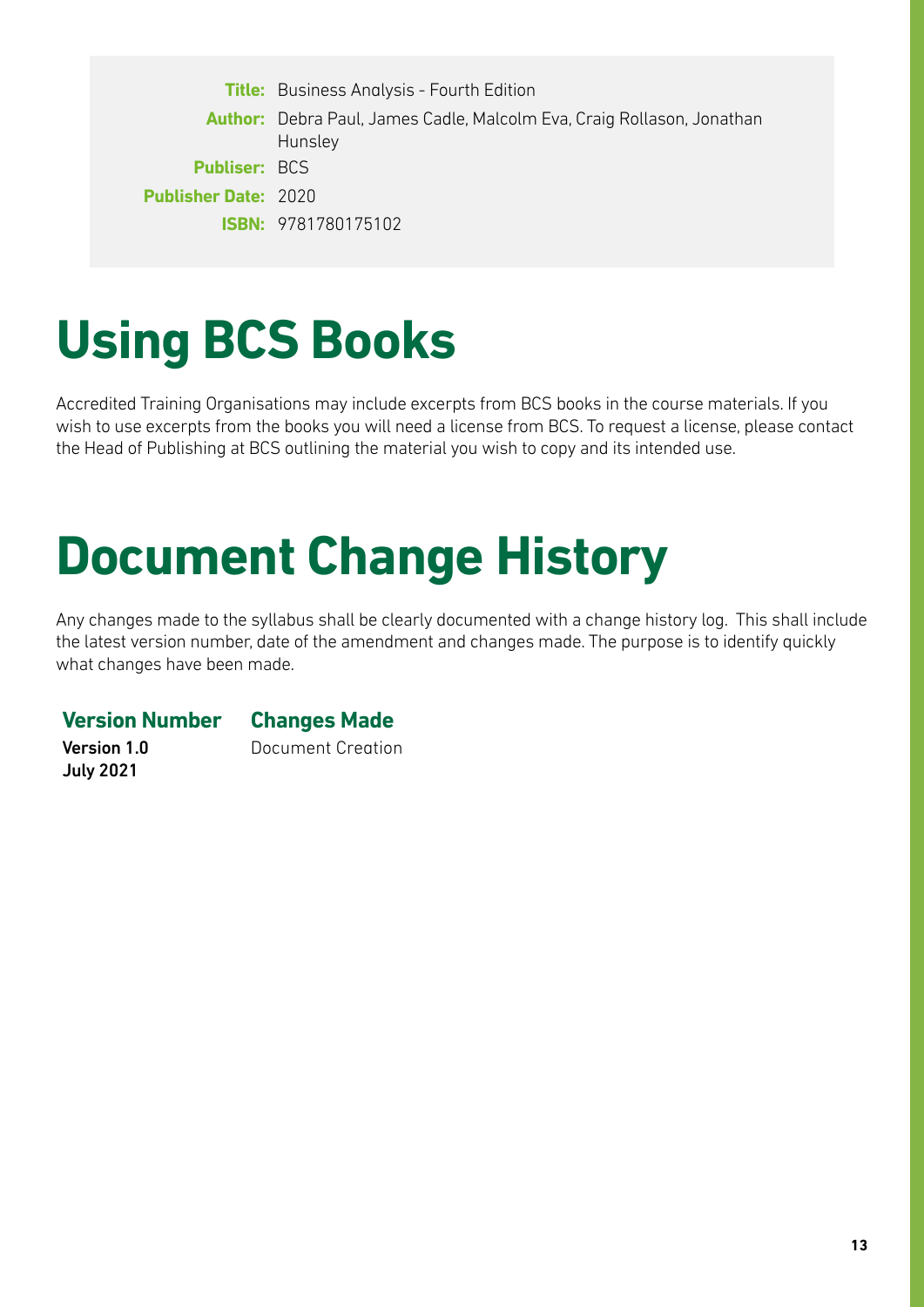**Title:** Business Analysis - Fourth Edition
**Author:** Debra Paul, James Cadle, Malcolm Eva, Craig Rollason, Jonathan Hunsley
**Publiser:** BCS
**Publisher Date:** 2020
**ISBN:** 9781780175102

# Using BCS Books

Accredited Training Organisations may include excerpts from BCS books in the course materials. If you wish to use excerpts from the books you will need a license from BCS. To request a license, please contact the Head of Publishing at BCS outlining the material you wish to copy and its intended use.

# Document Change History

Any changes made to the syllabus shall be clearly documented with a change history log. This shall include the latest version number, date of the amendment and changes made. The purpose is to identify quickly what changes have been made.

| Version Number | Changes Made |
| --- | --- |
| **Version 1.0 July 2021** | Document Creation |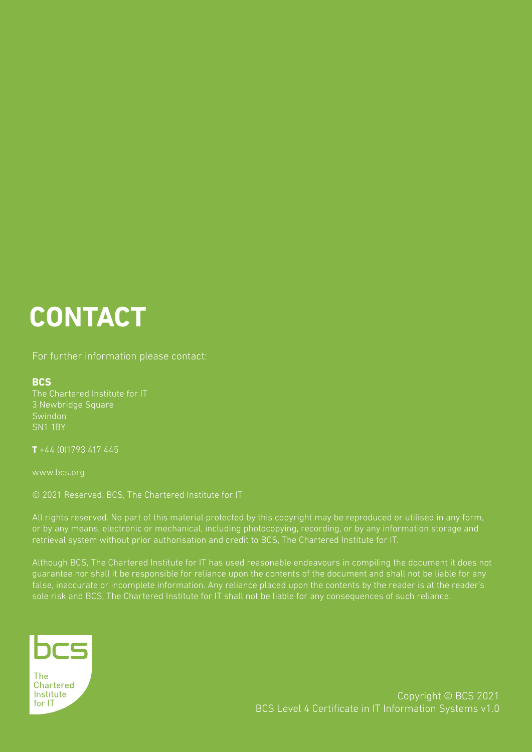# CONTACT

For further information please contact:

**BCS**
The Chartered Institute for IT
3 Newbridge Square
Swindon
SN1 1BY

**T** +44 (0)1793 417 445

www.bcs.org

© 2021 Reserved. BCS, The Chartered Institute for IT

All rights reserved. No part of this material protected by this copyright may be reproduced or utilised in any form, or by any means, electronic or mechanical, including photocopying, recording, or by any information storage and retrieval system without prior authorisation and credit to BCS, The Chartered Institute for IT.

Although BCS, The Chartered Institute for IT has used reasonable endeavours in compiling the document it does not guarantee nor shall it be responsible for reliance upon the contents of the document and shall not be liable for any false, inaccurate or incomplete information. Any reliance placed upon the contents by the reader is at the reader's sole risk and BCS, The Chartered Institute for IT shall not be liable for any consequences of such reliance.

bcs
The Chartered Institute for IT

Copyright © BCS 2021
BCS Level 4 Certificate in IT Information Systems v1.0